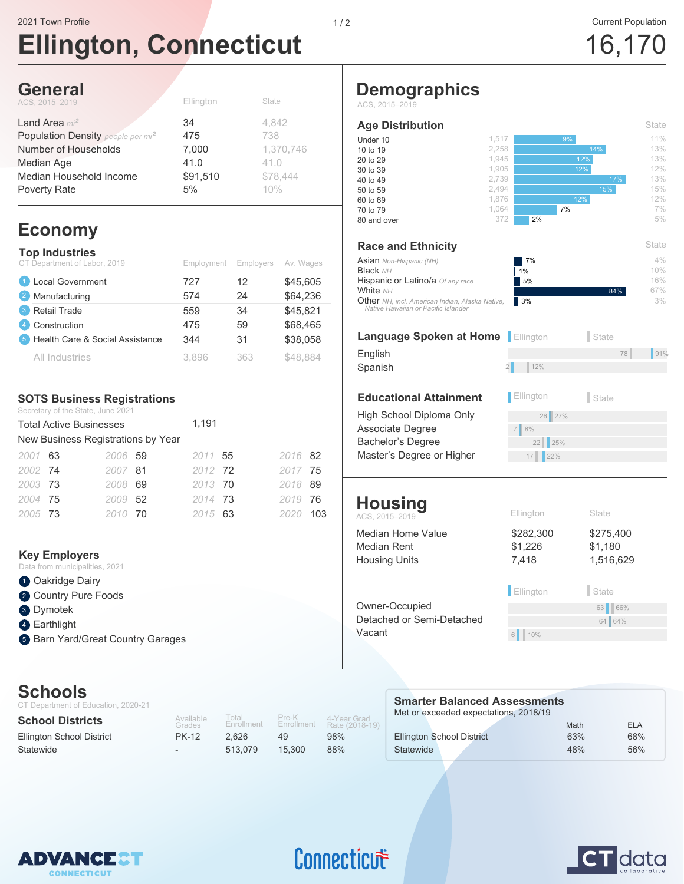2021 Town Profile

# Ellington, Connecticut

Current Population
16,170

## General

ACS, 2015–2019

| | Ellington | State |
|---|---|---|
| Land Area mi² | 34 | 4,842 |
| Population Density people per mi² | 475 | 738 |
| Number of Households | 7,000 | 1,370,746 |
| Median Age | 41.0 | 41.0 |
| Median Household Income | $91,510 | $78,444 |
| Poverty Rate | 5% | 10% |

## Economy

### Top Industries

CT Department of Labor, 2019

| | Employment | Employers | Av. Wages |
|---|---|---|---|
| 1 Local Government | 727 | 12 | $45,605 |
| 2 Manufacturing | 574 | 24 | $64,236 |
| 3 Retail Trade | 559 | 34 | $45,821 |
| 4 Construction | 475 | 59 | $68,465 |
| 5 Health Care & Social Assistance | 344 | 31 | $38,058 |
| All Industries | 3,896 | 363 | $48,884 |

### SOTS Business Registrations

Secretary of the State, June 2021

Total Active Businesses 1,191

New Business Registrations by Year

| Year | | Year | | Year | | Year | |
|---|---|---|---|---|---|---|---|
| 2001 | 63 | 2006 | 59 | 2011 | 55 | 2016 | 82 |
| 2002 | 74 | 2007 | 81 | 2012 | 72 | 2017 | 75 |
| 2003 | 73 | 2008 | 69 | 2013 | 70 | 2018 | 89 |
| 2004 | 75 | 2009 | 52 | 2014 | 73 | 2019 | 76 |
| 2005 | 73 | 2010 | 70 | 2015 | 63 | 2020 | 103 |

### Key Employers

Data from municipalities, 2021

1. Oakridge Dairy
2. Country Pure Foods
3. Dymotek
4. Earthlight
5. Barn Yard/Great Country Garages

## Demographics

ACS, 2015–2019

### Age Distribution

| | Ellington | | State |
|---|---|---|---|
| Under 10 | 1,517 | 9% | 11% |
| 10 to 19 | 2,258 | 14% | 13% |
| 20 to 29 | 1,945 | 12% | 13% |
| 30 to 39 | 1,905 | 12% | 12% |
| 40 to 49 | 2,739 | 17% | 13% |
| 50 to 59 | 2,494 | 15% | 15% |
| 60 to 69 | 1,876 | 12% | 12% |
| 70 to 79 | 1,064 | 7% | 7% |
| 80 and over | 372 | 2% | 5% |

### Race and Ethnicity

| | Ellington | State |
|---|---|---|
| Asian Non-Hispanic (NH) | 7% | 4% |
| Black NH | 1% | 10% |
| Hispanic or Latino/a Of any race | 5% | 16% |
| White NH | 84% | 67% |
| Other NH, incl. American Indian, Alaska Native, Native Hawaiian or Pacific Islander | 3% | 3% |

### Language Spoken at Home

| | Ellington | State |
|---|---|---|
| English | 78 | 91% |
| Spanish | 2 | 12% |

### Educational Attainment

| | Ellington | State |
|---|---|---|
| High School Diploma Only | 26 | 27% |
| Associate Degree | 7 | 8% |
| Bachelor's Degree | 22 | 25% |
| Master's Degree or Higher | 17 | 22% |

## Housing

ACS, 2015–2019

| | Ellington | State |
|---|---|---|
| Median Home Value | $282,300 | $275,400 |
| Median Rent | $1,226 | $1,180 |
| Housing Units | 7,418 | 1,516,629 |

| | Ellington | State |
|---|---|---|
| Owner-Occupied | 63 | 66% |
| Detached or Semi-Detached | 64 | 64% |
| Vacant | 6 | 10% |

## Schools

CT Department of Education, 2020-21

| School Districts | Available Grades | Total Enrollment | Pre-K Enrollment | 4-Year Grad Rate (2018-19) |
|---|---|---|---|---|
| Ellington School District | PK-12 | 2,626 | 49 | 98% |
| Statewide | - | 513,079 | 15,300 | 88% |

### Smarter Balanced Assessments

Met or exceeded expectations, 2018/19

| | Math | ELA |
|---|---|---|
| Ellington School District | 63% | 68% |
| Statewide | 48% | 56% |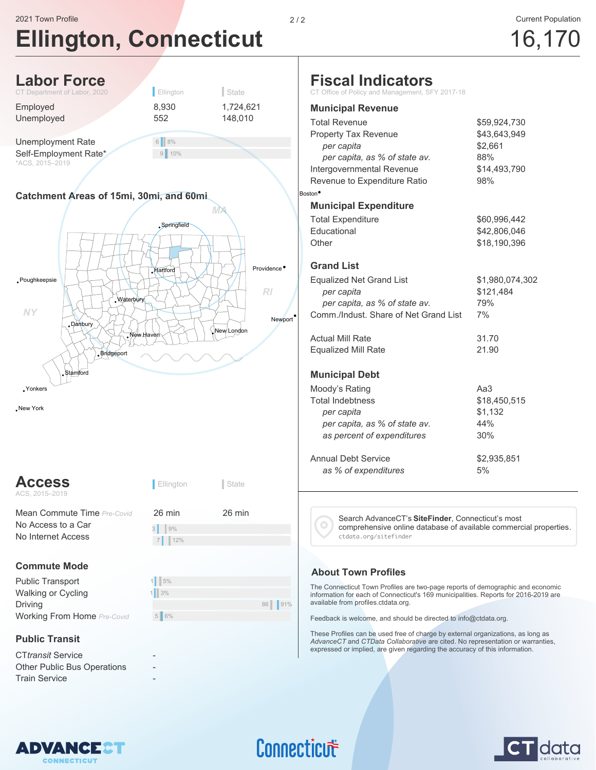2021 Town Profile

# Ellington, Connecticut

Current Population

16,170

## Labor Force

CT Department of Labor, 2020

| | Ellington | State |
|---|---|---|
| Employed | 8,930 | 1,724,621 |
| Unemployed | 552 | 148,010 |
| Unemployment Rate | 6 | 8% |
| Self-Employment Rate* | 9 | 10% |

*ACS, 2015–2019

### Catchment Areas of 15mi, 30mi, and 60mi

MA
Springfield
Hartford
Providence
Poughkeepsie
RI
Waterbury
NY
Newport
Danbury
New Haven
New London
Bridgeport
Stamford
Yonkers
New York
Boston

## Access

ACS, 2015–2019

| | Ellington | State |
|---|---|---|
| Mean Commute Time *Pre-Covid* | 26 min | 26 min |
| No Access to a Car | 3 | 9% |
| No Internet Access | 7 | 12% |

### Commute Mode

| | | |
|---|---|---|
| Public Transport | 1 | 5% |
| Walking or Cycling | 1 | 3% |
| Driving | 86 | 91% |
| Working From Home *Pre-Covid* | 5 | 6% |

### Public Transit

| | |
|---|---|
| CT*transit* Service | - |
| Other Public Bus Operations | - |
| Train Service | - |

## Fiscal Indicators

CT Office of Policy and Management, SFY 2017-18

### Municipal Revenue

| | |
|---|---|
| Total Revenue | $59,924,730 |
| Property Tax Revenue | $43,643,949 |
| *per capita* | $2,661 |
| *per capita, as % of state av.* | 88% |
| Intergovernmental Revenue | $14,493,790 |
| Revenue to Expenditure Ratio | 98% |

### Municipal Expenditure

| | |
|---|---|
| Total Expenditure | $60,996,442 |
| Educational | $42,806,046 |
| Other | $18,190,396 |

### Grand List

| | |
|---|---|
| Equalized Net Grand List | $1,980,074,302 |
| *per capita* | $121,484 |
| *per capita, as % of state av.* | 79% |
| Comm./Indust. Share of Net Grand List | 7% |
| Actual Mill Rate | 31.70 |
| Equalized Mill Rate | 21.90 |

### Municipal Debt

| | |
|---|---|
| Moody's Rating | Aa3 |
| Total Indebtness | $18,450,515 |
| *per capita* | $1,132 |
| *per capita, as % of state av.* | 44% |
| *as percent of expenditures* | 30% |
| Annual Debt Service | $2,935,851 |
| *as % of expenditures* | 5% |

Search AdvanceCT's **SiteFinder**, Connecticut's most comprehensive online database of commercial properties.
ctdata.org/sitefinder

### About Town Profiles

The Connecticut Town Profiles are two-page reports of demographic and economic information for each of Connecticut's 169 municipalities. Reports for 2016-2019 are available from profiles.ctdata.org.

Feedback is welcome, and should be directed to info@ctdata.org.

These Profiles can be used free of charge by external organizations, as long as *AdvanceCT* and *CTData Collaborative* are cited. No representation or warranties, expressed or implied, are given regarding the accuracy of this information.

ADVANCE CT CONNECTICUT | Connecticut | CT data collaborative